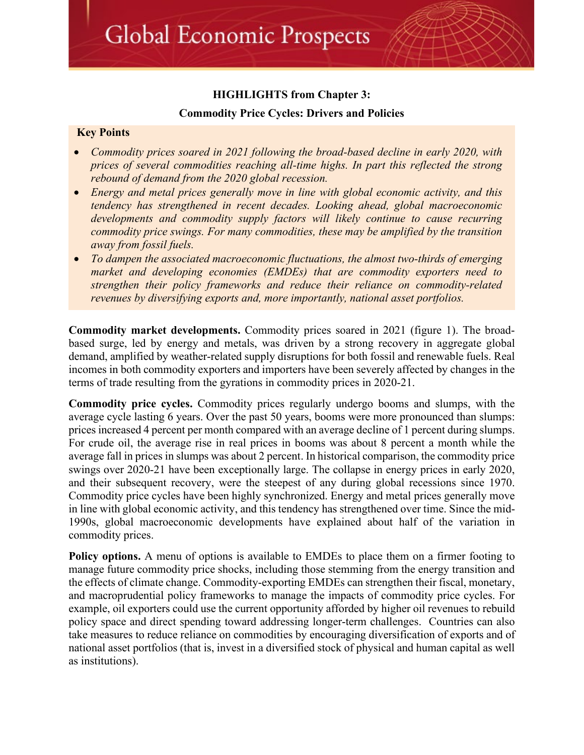# Global Economic Prospects

**HIGHLIGHTS from Chapter 3:**

**Commodity Price Cycles: Drivers and Policies**

**Key Points**

- *Commodity prices soared in 2021 following the broad-based decline in early 2020, with prices of several commodities reaching all-time highs. In part this reflected the strong rebound of demand from the 2020 global recession.*
- *Energy and metal prices generally move in line with global economic activity, and this tendency has strengthened in recent decades. Looking ahead, global macroeconomic developments and commodity supply factors will likely continue to cause recurring commodity price swings. For many commodities, these may be amplified by the transition away from fossil fuels.*
- *To dampen the associated macroeconomic fluctuations, the almost two-thirds of emerging market and developing economies (EMDEs) that are commodity exporters need to strengthen their policy frameworks and reduce their reliance on commodity-related revenues by diversifying exports and, more importantly, national asset portfolios.*

**Commodity market developments.** Commodity prices soared in 2021 (figure 1). The broad-based surge, led by energy and metals, was driven by a strong recovery in aggregate global demand, amplified by weather-related supply disruptions for both fossil and renewable fuels. Real incomes in both commodity exporters and importers have been severely affected by changes in the terms of trade resulting from the gyrations in commodity prices in 2020-21.

**Commodity price cycles.** Commodity prices regularly undergo booms and slumps, with the average cycle lasting 6 years. Over the past 50 years, booms were more pronounced than slumps: prices increased 4 percent per month compared with an average decline of 1 percent during slumps. For crude oil, the average rise in real prices in booms was about 8 percent a month while the average fall in prices in slumps was about 2 percent. In historical comparison, the commodity price swings over 2020-21 have been exceptionally large. The collapse in energy prices in early 2020, and their subsequent recovery, were the steepest of any during global recessions since 1970. Commodity price cycles have been highly synchronized. Energy and metal prices generally move in line with global economic activity, and this tendency has strengthened over time. Since the mid-1990s, global macroeconomic developments have explained about half of the variation in commodity prices.

**Policy options.** A menu of options is available to EMDEs to place them on a firmer footing to manage future commodity price shocks, including those stemming from the energy transition and the effects of climate change. Commodity-exporting EMDEs can strengthen their fiscal, monetary, and macroprudential policy frameworks to manage the impacts of commodity price cycles. For example, oil exporters could use the current opportunity afforded by higher oil revenues to rebuild policy space and direct spending toward addressing longer-term challenges. Countries can also take measures to reduce reliance on commodities by encouraging diversification of exports and of national asset portfolios (that is, invest in a diversified stock of physical and human capital as well as institutions).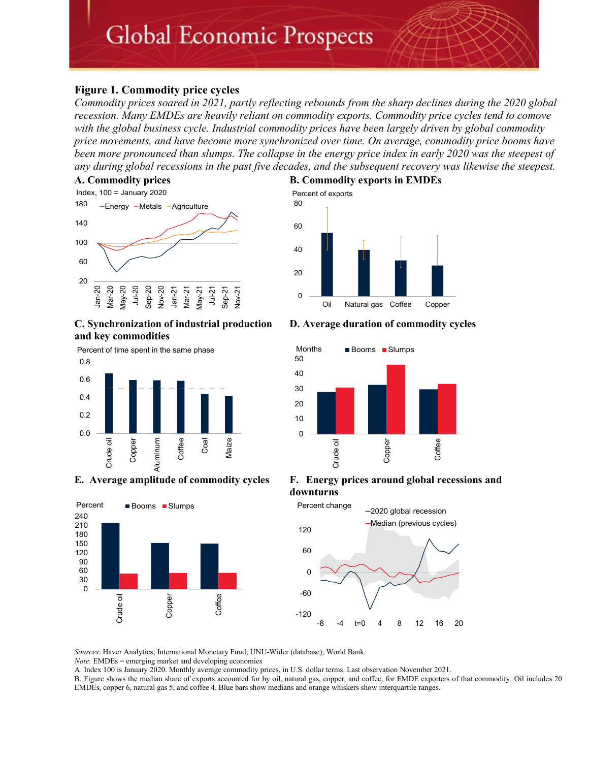# Global Economic Prospects

**Figure 1. Commodity price cycles**

*Commodity prices soared in 2021, partly reflecting rebounds from the sharp declines during the 2020 global recession. Many EMDEs are heavily reliant on commodity exports. Commodity price cycles tend to comove with the global business cycle. Industrial commodity prices have been largely driven by global commodity price movements, and have become more synchronized over time. On average, commodity price booms have been more pronounced than slumps. The collapse in the energy price index in early 2020 was the steepest of any during global recessions in the past five decades, and the subsequent recovery was likewise the steepest.*

**A. Commodity prices**

Index, 100 = January 2020

Energy, Metals, Agriculture

180, 140, 100, 60, 20

Jan-20, Mar-20, May-20, Jul-20, Sep-20, Nov-20, Jan-21, Mar-21, May-21, Jul-21, Sep-21, Nov-21

**B. Commodity exports in EMDEs**

Percent of exports

80, 60, 40, 20, 0

Oil, Natural gas, Coffee, Copper

**C. Synchronization of industrial production and key commodities**

Percent of time spent in the same phase

0.8, 0.6, 0.4, 0.2, 0.0

Crude oil, Copper, Aluminum, Coffee, Coal, Maize

**D. Average duration of commodity cycles**

Months

Booms, Slumps

50, 40, 30, 20, 10, 0

Crude oil, Copper, Coffee

**E. Average amplitude of commodity cycles**

Percent

Booms, Slumps

240, 210, 180, 150, 120, 90, 60, 30, 0

Crude oil, Copper, Coffee

**F. Energy prices around global recessions and downturns**

Percent change

2020 global recession, Median (previous cycles)

120, 60, 0, -60, -120

-8, -4, t=0, 4, 8, 12, 16, 20

*Sources*: Haver Analytics; International Monetary Fund; UNU-Wider (database); World Bank.

*Note*: EMDEs = emerging market and developing economies

A. Index 100 is January 2020. Monthly average commodity prices, in U.S. dollar terms. Last observation November 2021.

B. Figure shows the median share of exports accounted for by oil, natural gas, copper, and coffee, for EMDE exporters of that commodity. Oil includes 20 EMDEs, copper 6, natural gas 5, and coffee 4. Blue bars show medians and orange whiskers show interquartile ranges.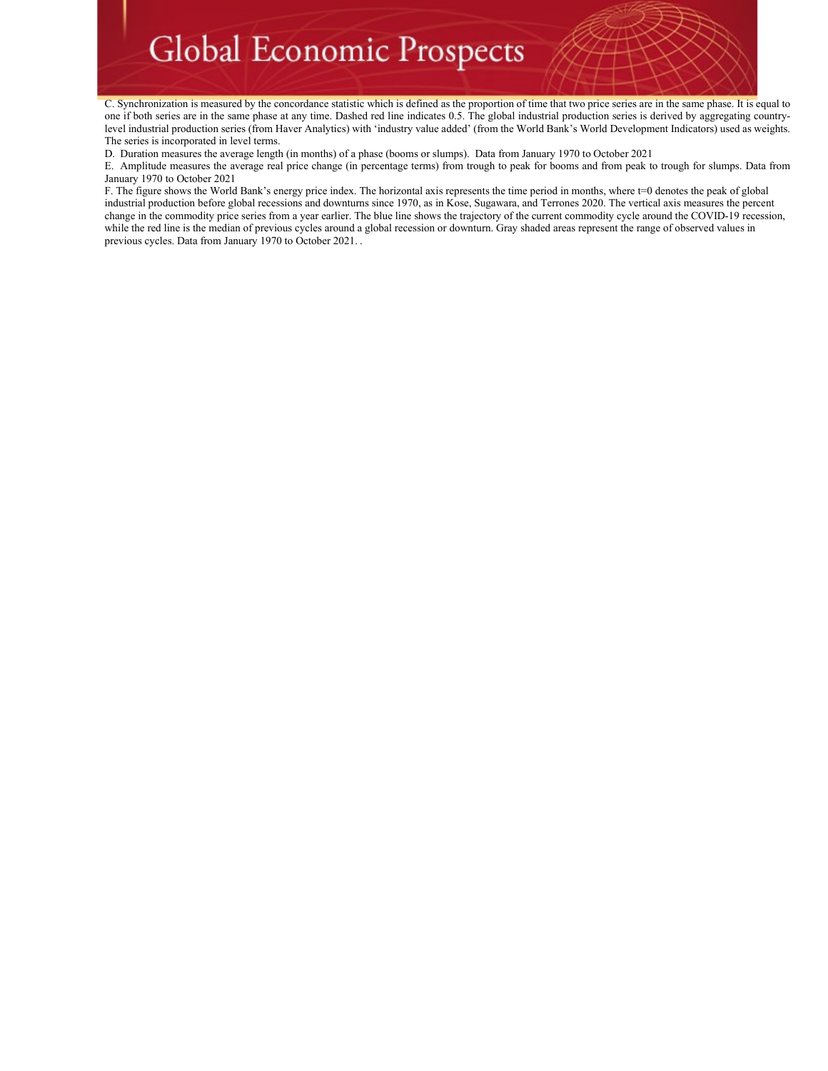C. Synchronization is measured by the concordance statistic which is defined as the proportion of time that two price series are in the same phase. It is equal to one if both series are in the same phase at any time. Dashed red line indicates 0.5. The global industrial production series is derived by aggregating country-level industrial production series (from Haver Analytics) with 'industry value added' (from the World Bank's World Development Indicators) used as weights. The series is incorporated in level terms.

D. Duration measures the average length (in months) of a phase (booms or slumps). Data from January 1970 to October 2021

E. Amplitude measures the average real price change (in percentage terms) from trough to peak for booms and from peak to trough for slumps. Data from January 1970 to October 2021

F. The figure shows the World Bank's energy price index. The horizontal axis represents the time period in months, where t=0 denotes the peak of global industrial production before global recessions and downturns since 1970, as in Kose, Sugawara, and Terrones 2020. The vertical axis measures the percent change in the commodity price series from a year earlier. The blue line shows the trajectory of the current commodity cycle around the COVID-19 recession, while the red line is the median of previous cycles around a global recession or downturn. Gray shaded areas represent the range of observed values in previous cycles. Data from January 1970 to October 2021. .